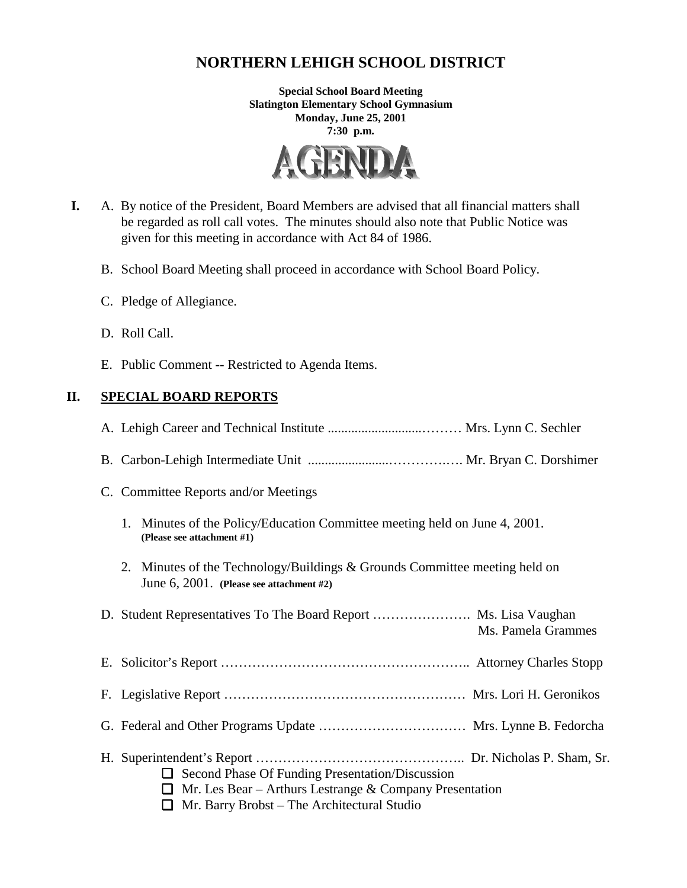# NORTHERN LEHIGH SCHOOL DISTRICT

**Special School Board Meeting**
**Slatington Elementary School Gymnasium**
**Monday, June 25, 2001**
**7:30 p.m.**

## AGENDA

**I.** A. By notice of the President, Board Members are advised that all financial matters shall be regarded as roll call votes. The minutes should also note that Public Notice was given for this meeting in accordance with Act 84 of 1986.

B. School Board Meeting shall proceed in accordance with School Board Policy.

C. Pledge of Allegiance.

D. Roll Call.

E. Public Comment -- Restricted to Agenda Items.

## II. SPECIAL BOARD REPORTS

A. Lehigh Career and Technical Institute ............................……… Mrs. Lynn C. Sechler

B. Carbon-Lehigh Intermediate Unit ........................……….…. Mr. Bryan C. Dorshimer

C. Committee Reports and/or Meetings

1. Minutes of the Policy/Education Committee meeting held on June 4, 2001. **(Please see attachment #1)**

2. Minutes of the Technology/Buildings & Grounds Committee meeting held on June 6, 2001. **(Please see attachment #2)**

D. Student Representatives To The Board Report …………………. Ms. Lisa Vaughan
Ms. Pamela Grammes

E. Solicitor's Report …………………………………………….. Attorney Charles Stopp

F. Legislative Report ……………………………………………… Mrs. Lori H. Geronikos

G. Federal and Other Programs Update …………………………… Mrs. Lynne B. Fedorcha

H. Superintendent's Report ……………………………………….. Dr. Nicholas P. Sham, Sr.

- ☐ Second Phase Of Funding Presentation/Discussion
- ☐ Mr. Les Bear – Arthurs Lestrange & Company Presentation
- ☐ Mr. Barry Brobst – The Architectural Studio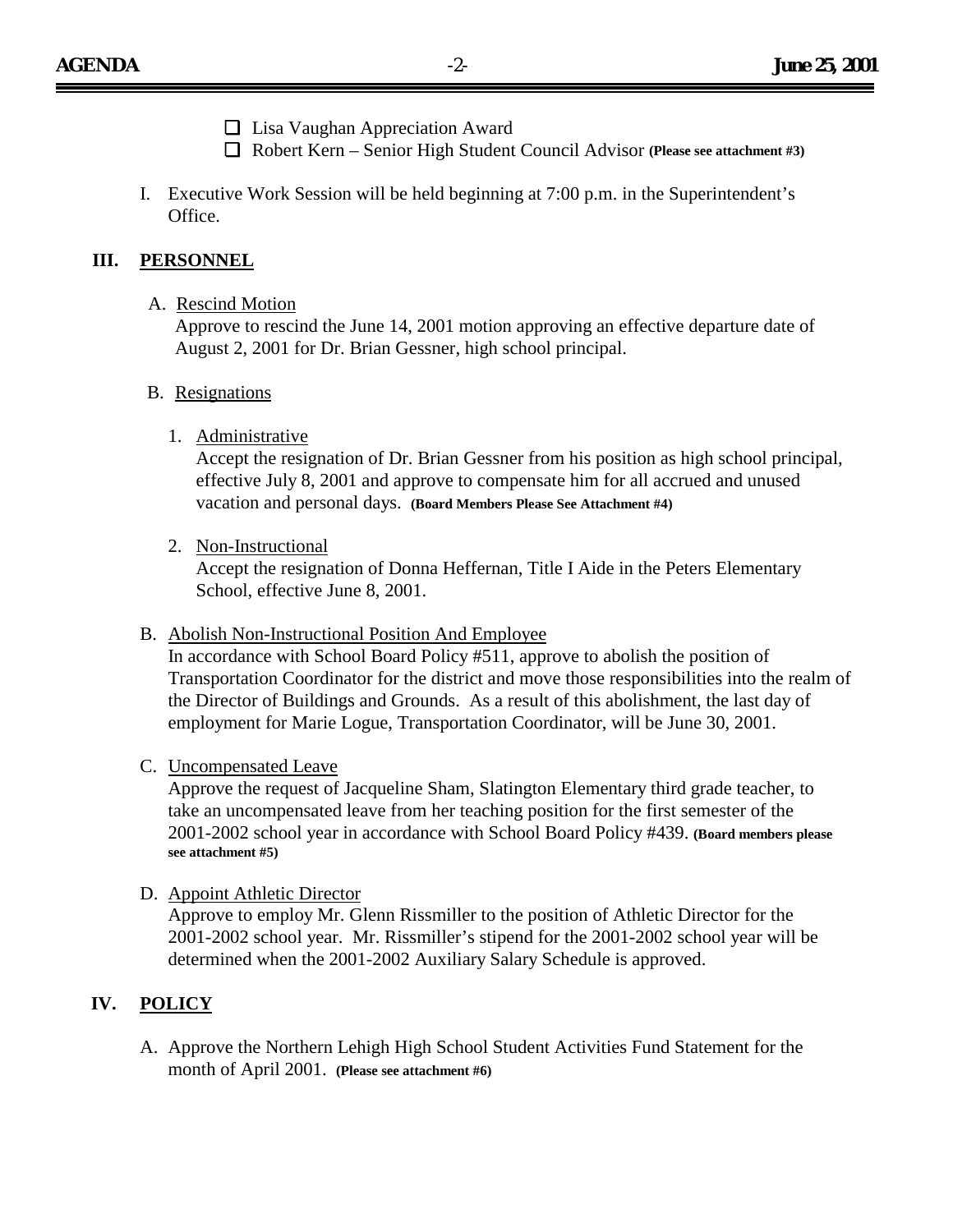- ☐ Lisa Vaughan Appreciation Award
- ☐ Robert Kern – Senior High Student Council Advisor **(Please see attachment #3)**

I. Executive Work Session will be held beginning at 7:00 p.m. in the Superintendent's Office.

## III. PERSONNEL

A. Rescind Motion

Approve to rescind the June 14, 2001 motion approving an effective departure date of August 2, 2001 for Dr. Brian Gessner, high school principal.

B. Resignations

1. Administrative

   Accept the resignation of Dr. Brian Gessner from his position as high school principal, effective July 8, 2001 and approve to compensate him for all accrued and unused vacation and personal days. **(Board Members Please See Attachment #4)**

2. Non-Instructional

   Accept the resignation of Donna Heffernan, Title I Aide in the Peters Elementary School, effective June 8, 2001.

B. Abolish Non-Instructional Position And Employee

In accordance with School Board Policy #511, approve to abolish the position of Transportation Coordinator for the district and move those responsibilities into the realm of the Director of Buildings and Grounds. As a result of this abolishment, the last day of employment for Marie Logue, Transportation Coordinator, will be June 30, 2001.

C. Uncompensated Leave

Approve the request of Jacqueline Sham, Slatington Elementary third grade teacher, to take an uncompensated leave from her teaching position for the first semester of the 2001-2002 school year in accordance with School Board Policy #439. **(Board members please see attachment #5)**

D. Appoint Athletic Director

Approve to employ Mr. Glenn Rissmiller to the position of Athletic Director for the 2001-2002 school year. Mr. Rissmiller's stipend for the 2001-2002 school year will be determined when the 2001-2002 Auxiliary Salary Schedule is approved.

## IV. POLICY

A. Approve the Northern Lehigh High School Student Activities Fund Statement for the month of April 2001. **(Please see attachment #6)**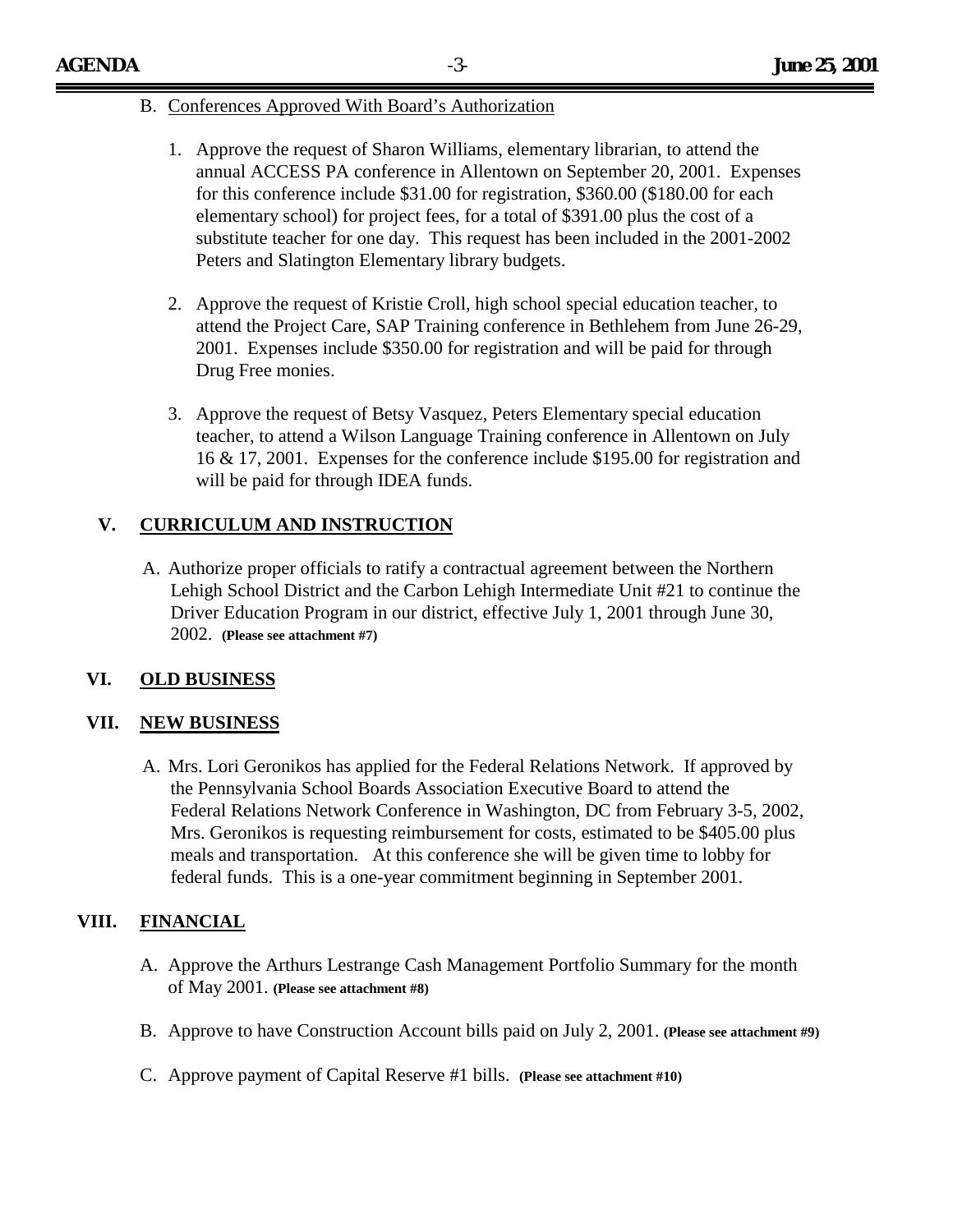B. Conferences Approved With Board's Authorization

1. Approve the request of Sharon Williams, elementary librarian, to attend the annual ACCESS PA conference in Allentown on September 20, 2001. Expenses for this conference include $31.00 for registration, $360.00 ($180.00 for each elementary school) for project fees, for a total of $391.00 plus the cost of a substitute teacher for one day. This request has been included in the 2001-2002 Peters and Slatington Elementary library budgets.

2. Approve the request of Kristie Croll, high school special education teacher, to attend the Project Care, SAP Training conference in Bethlehem from June 26-29, 2001. Expenses include $350.00 for registration and will be paid for through Drug Free monies.

3. Approve the request of Betsy Vasquez, Peters Elementary special education teacher, to attend a Wilson Language Training conference in Allentown on July 16 & 17, 2001. Expenses for the conference include $195.00 for registration and will be paid for through IDEA funds.

## V. CURRICULUM AND INSTRUCTION

A. Authorize proper officials to ratify a contractual agreement between the Northern Lehigh School District and the Carbon Lehigh Intermediate Unit #21 to continue the Driver Education Program in our district, effective July 1, 2001 through June 30, 2002. **(Please see attachment #7)**

## VI. OLD BUSINESS

## VII. NEW BUSINESS

A. Mrs. Lori Geronikos has applied for the Federal Relations Network. If approved by the Pennsylvania School Boards Association Executive Board to attend the Federal Relations Network Conference in Washington, DC from February 3-5, 2002, Mrs. Geronikos is requesting reimbursement for costs, estimated to be $405.00 plus meals and transportation. At this conference she will be given time to lobby for federal funds. This is a one-year commitment beginning in September 2001.

## VIII. FINANCIAL

A. Approve the Arthurs Lestrange Cash Management Portfolio Summary for the month of May 2001. **(Please see attachment #8)**

B. Approve to have Construction Account bills paid on July 2, 2001. **(Please see attachment #9)**

C. Approve payment of Capital Reserve #1 bills. **(Please see attachment #10)**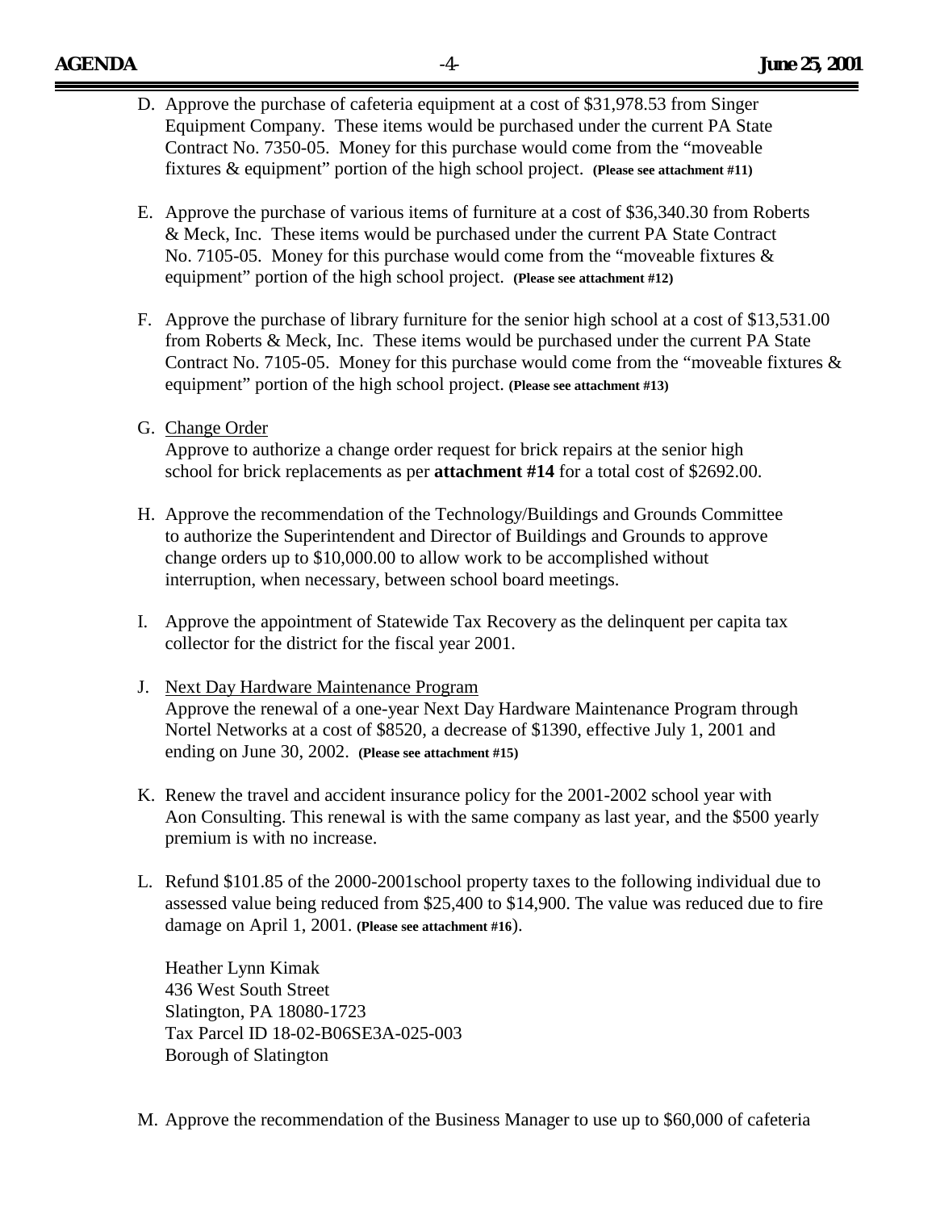D. Approve the purchase of cafeteria equipment at a cost of $31,978.53 from Singer Equipment Company. These items would be purchased under the current PA State Contract No. 7350-05. Money for this purchase would come from the "moveable fixtures & equipment" portion of the high school project. **(Please see attachment #11)**

E. Approve the purchase of various items of furniture at a cost of $36,340.30 from Roberts & Meck, Inc. These items would be purchased under the current PA State Contract No. 7105-05. Money for this purchase would come from the "moveable fixtures & equipment" portion of the high school project. **(Please see attachment #12)**

F. Approve the purchase of library furniture for the senior high school at a cost of $13,531.00 from Roberts & Meck, Inc. These items would be purchased under the current PA State Contract No. 7105-05. Money for this purchase would come from the "moveable fixtures & equipment" portion of the high school project. **(Please see attachment #13)**

G. <u>Change Order</u>
Approve to authorize a change order request for brick repairs at the senior high school for brick replacements as per **attachment #14** for a total cost of $2692.00.

H. Approve the recommendation of the Technology/Buildings and Grounds Committee to authorize the Superintendent and Director of Buildings and Grounds to approve change orders up to $10,000.00 to allow work to be accomplished without interruption, when necessary, between school board meetings.

I. Approve the appointment of Statewide Tax Recovery as the delinquent per capita tax collector for the district for the fiscal year 2001.

J. <u>Next Day Hardware Maintenance Program</u>
Approve the renewal of a one-year Next Day Hardware Maintenance Program through Nortel Networks at a cost of $8520, a decrease of $1390, effective July 1, 2001 and ending on June 30, 2002. **(Please see attachment #15)**

K. Renew the travel and accident insurance policy for the 2001-2002 school year with Aon Consulting. This renewal is with the same company as last year, and the $500 yearly premium is with no increase.

L. Refund $101.85 of the 2000-2001school property taxes to the following individual due to assessed value being reduced from $25,400 to $14,900. The value was reduced due to fire damage on April 1, 2001. **(Please see attachment #16)**.

Heather Lynn Kimak
436 West South Street
Slatington, PA 18080-1723
Tax Parcel ID 18-02-B06SE3A-025-003
Borough of Slatington

M. Approve the recommendation of the Business Manager to use up to $60,000 of cafeteria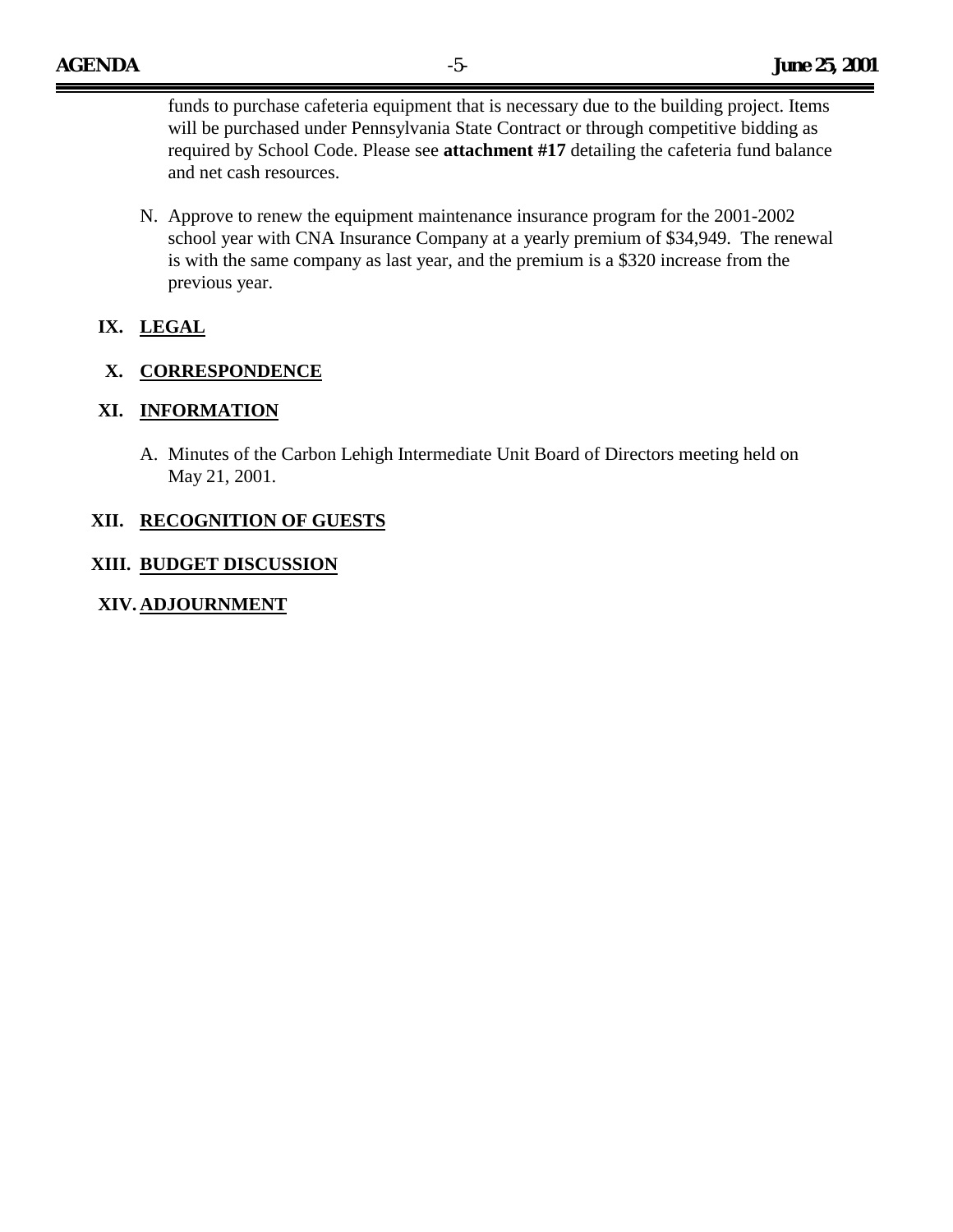funds to purchase cafeteria equipment that is necessary due to the building project. Items will be purchased under Pennsylvania State Contract or through competitive bidding as required by School Code. Please see **attachment #17** detailing the cafeteria fund balance and net cash resources.

N. Approve to renew the equipment maintenance insurance program for the 2001-2002 school year with CNA Insurance Company at a yearly premium of $34,949. The renewal is with the same company as last year, and the premium is a $320 increase from the previous year.

## IX. LEGAL

## X. CORRESPONDENCE

## XI. INFORMATION

A. Minutes of the Carbon Lehigh Intermediate Unit Board of Directors meeting held on May 21, 2001.

## XII. RECOGNITION OF GUESTS

## XIII. BUDGET DISCUSSION

## XIV. ADJOURNMENT